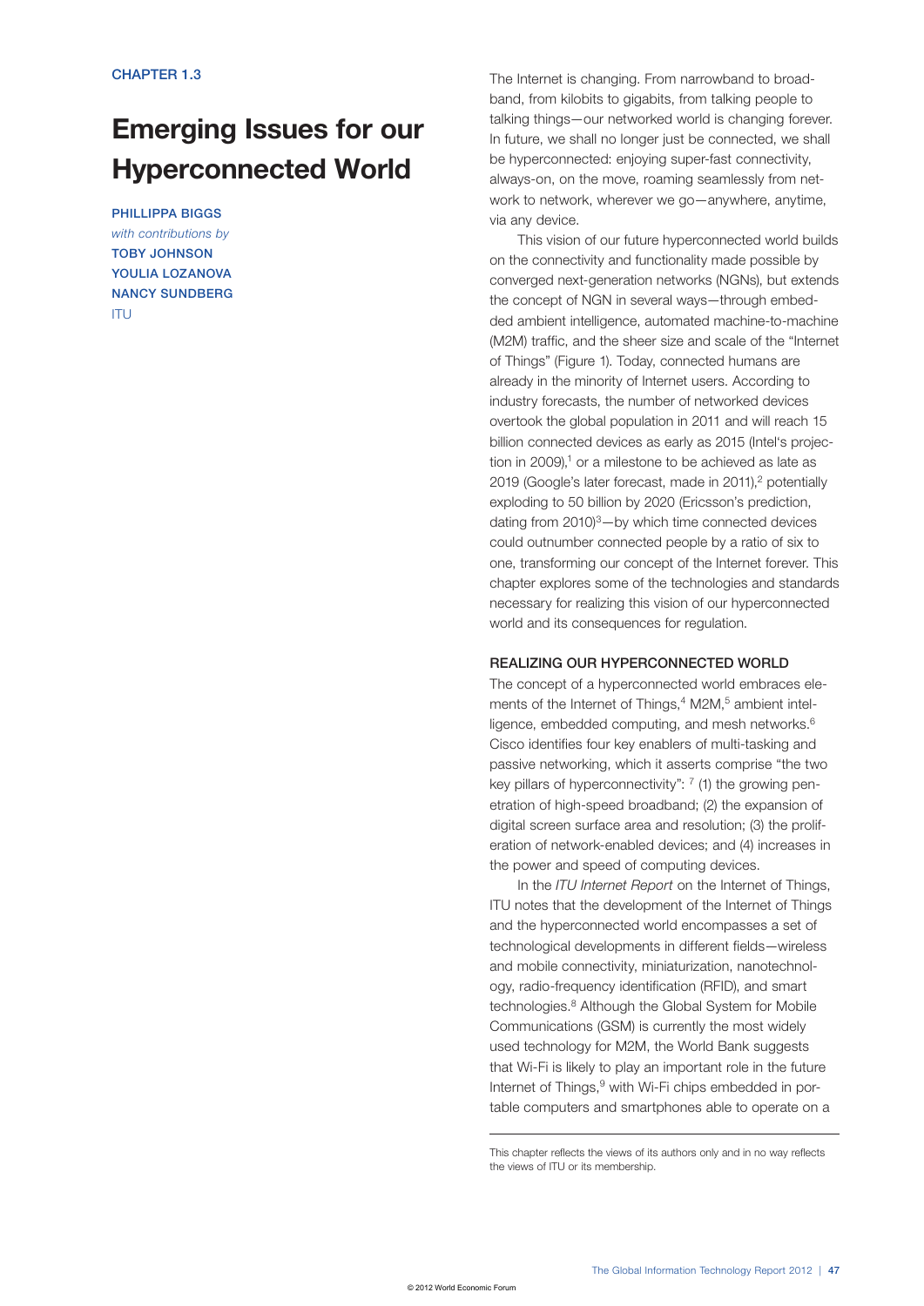CHAPTER 1.3

# Emerging Issues for our Hyperconnected World

**PHILLIPPA BIGGS**
*with contributions by*
**TOBY JOHNSON**
**YOULIA LOZANOVA**
**NANCY SUNDBERG**
ITU

The Internet is changing. From narrowband to broadband, from kilobits to gigabits, from talking people to talking things—our networked world is changing forever. In future, we shall no longer just be connected, we shall be hyperconnected: enjoying super-fast connectivity, always-on, on the move, roaming seamlessly from network to network, wherever we go—anywhere, anytime, via any device.

This vision of our future hyperconnected world builds on the connectivity and functionality made possible by converged next-generation networks (NGNs), but extends the concept of NGN in several ways—through embedded ambient intelligence, automated machine-to-machine (M2M) traffic, and the sheer size and scale of the "Internet of Things" (Figure 1). Today, connected humans are already in the minority of Internet users. According to industry forecasts, the number of networked devices overtook the global population in 2011 and will reach 15 billion connected devices as early as 2015 (Intel's projection in 2009),[1] or a milestone to be achieved as late as 2019 (Google's later forecast, made in 2011),[2] potentially exploding to 50 billion by 2020 (Ericsson's prediction, dating from 2010)[3]—by which time connected devices could outnumber connected people by a ratio of six to one, transforming our concept of the Internet forever. This chapter explores some of the technologies and standards necessary for realizing this vision of our hyperconnected world and its consequences for regulation.

## REALIZING OUR HYPERCONNECTED WORLD

The concept of a hyperconnected world embraces elements of the Internet of Things,[4] M2M,[5] ambient intelligence, embedded computing, and mesh networks.[6] Cisco identifies four key enablers of multi-tasking and passive networking, which it asserts comprise "the two key pillars of hyperconnectivity": [7] (1) the growing penetration of high-speed broadband; (2) the expansion of digital screen surface area and resolution; (3) the proliferation of network-enabled devices; and (4) increases in the power and speed of computing devices.

In the *ITU Internet Report* on the Internet of Things, ITU notes that the development of the Internet of Things and the hyperconnected world encompasses a set of technological developments in different fields—wireless and mobile connectivity, miniaturization, nanotechnology, radio-frequency identification (RFID), and smart technologies.[8] Although the Global System for Mobile Communications (GSM) is currently the most widely used technology for M2M, the World Bank suggests that Wi-Fi is likely to play an important role in the future Internet of Things,[9] with Wi-Fi chips embedded in portable computers and smartphones able to operate on a

---

This chapter reflects the views of its authors only and in no way reflects the views of ITU or its membership.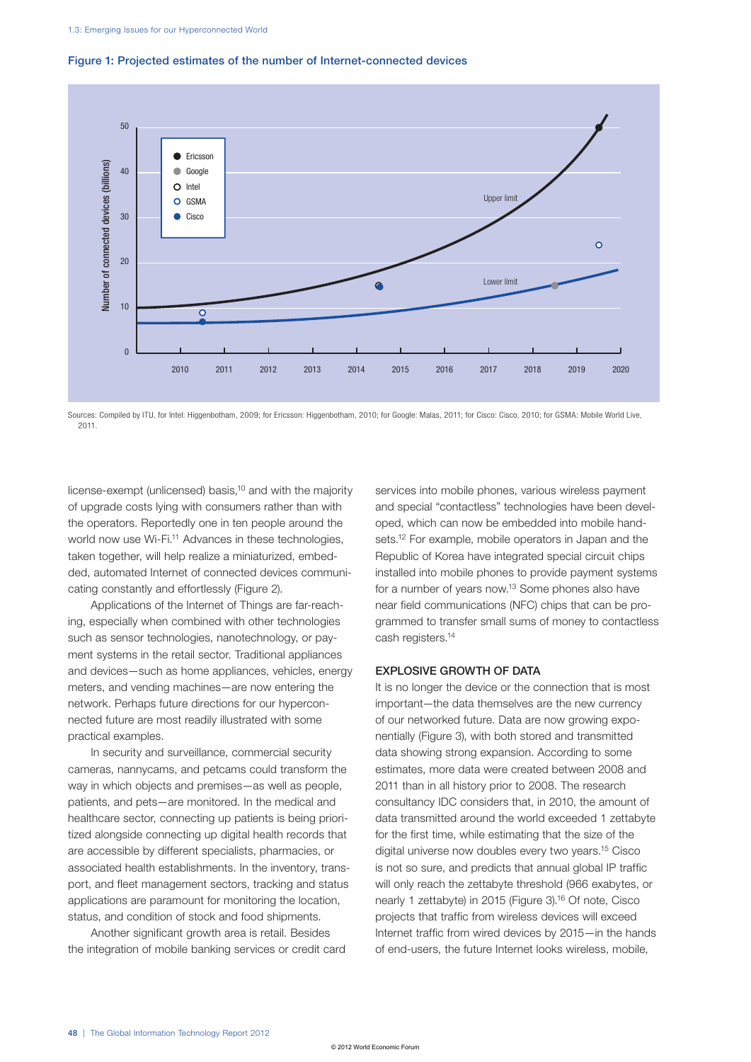**Figure 1: Projected estimates of the number of Internet-connected devices**

Sources: Compiled by ITU, for Intel: Higgenbotham, 2009; for Ericsson: Higgenbotham, 2010; for Google: Malas, 2011; for Cisco: Cisco, 2010; for GSMA: Mobile World Live, 2011.

license-exempt (unlicensed) basis,[10] and with the majority of upgrade costs lying with consumers rather than with the operators. Reportedly one in ten people around the world now use Wi-Fi.[11] Advances in these technologies, taken together, will help realize a miniaturized, embedded, automated Internet of connected devices communicating constantly and effortlessly (Figure 2).

Applications of the Internet of Things are far-reaching, especially when combined with other technologies such as sensor technologies, nanotechnology, or payment systems in the retail sector. Traditional appliances and devices—such as home appliances, vehicles, energy meters, and vending machines—are now entering the network. Perhaps future directions for our hyperconnected future are most readily illustrated with some practical examples.

In security and surveillance, commercial security cameras, nannycams, and petcams could transform the way in which objects and premises—as well as people, patients, and pets—are monitored. In the medical and healthcare sector, connecting up patients is being prioritized alongside connecting up digital health records that are accessible by different specialists, pharmacies, or associated health establishments. In the inventory, transport, and fleet management sectors, tracking and status applications are paramount for monitoring the location, status, and condition of stock and food shipments.

Another significant growth area is retail. Besides the integration of mobile banking services or credit card services into mobile phones, various wireless payment and special "contactless" technologies have been developed, which can now be embedded into mobile handsets.[12] For example, mobile operators in Japan and the Republic of Korea have integrated special circuit chips installed into mobile phones to provide payment systems for a number of years now.[13] Some phones also have near field communications (NFC) chips that can be programmed to transfer small sums of money to contactless cash registers.[14]

### EXPLOSIVE GROWTH OF DATA

It is no longer the device or the connection that is most important—the data themselves are the new currency of our networked future. Data are now growing exponentially (Figure 3), with both stored and transmitted data showing strong expansion. According to some estimates, more data were created between 2008 and 2011 than in all history prior to 2008. The research consultancy IDC considers that, in 2010, the amount of data transmitted around the world exceeded 1 zettabyte for the first time, while estimating that the size of the digital universe now doubles every two years.[15] Cisco is not so sure, and predicts that annual global IP traffic will only reach the zettabyte threshold (966 exabytes, or nearly 1 zettabyte) in 2015 (Figure 3).[16] Of note, Cisco projects that traffic from wireless devices will exceed Internet traffic from wired devices by 2015—in the hands of end-users, the future Internet looks wireless, mobile,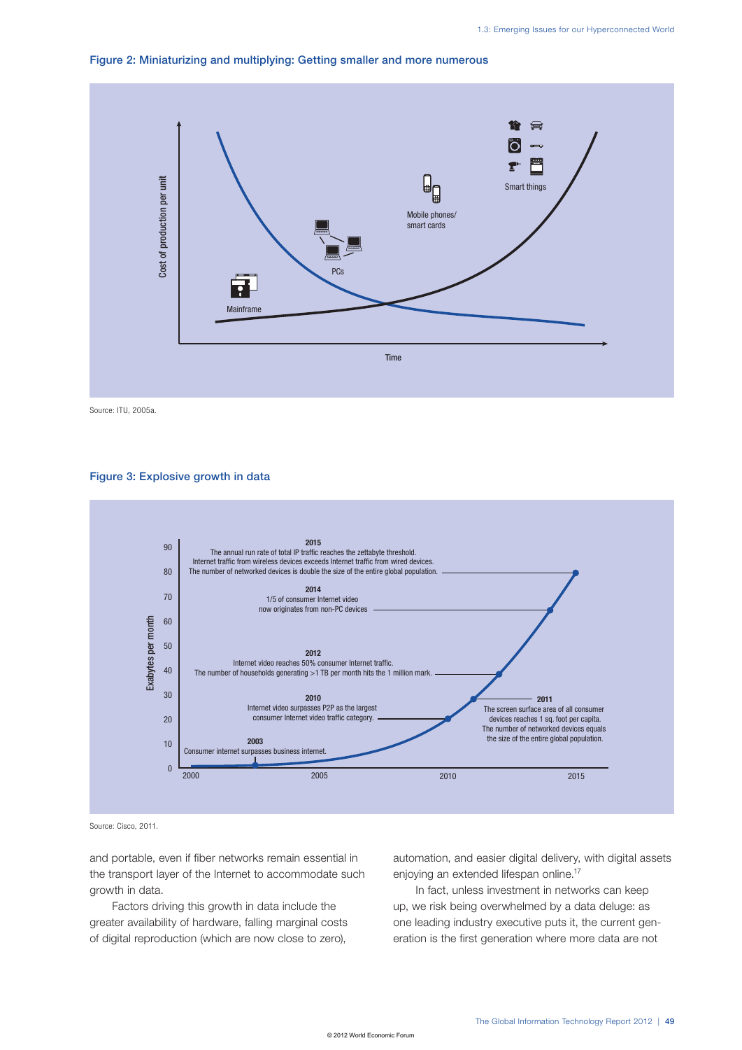### Figure 2: Miniaturizing and multiplying: Getting smaller and more numerous

Cost of production per unit

Smart things

Mobile phones/ smart cards

PCs

Mainframe

Time

Source: ITU, 2005a.

### Figure 3: Explosive growth in data

Exabytes per month

**2015**
The annual run rate of total IP traffic reaches the zettabyte threshold.
Internet traffic from wireless devices exceeds Internet traffic from wired devices.
The number of networked devices is double the size of the entire global population.

**2014**
1/5 of consumer Internet video now originates from non-PC devices

**2012**
Internet video reaches 50% consumer Internet traffic.
The number of households generating >1 TB per month hits the 1 million mark.

**2011**
The screen surface area of all consumer devices reaches 1 sq. foot per capita.
The number of networked devices equals the size of the entire global population.

**2010**
Internet video surpasses P2P as the largest consumer Internet video traffic category.

**2003**
Consumer internet surpasses business internet.

Source: Cisco, 2011.

and portable, even if fiber networks remain essential in the transport layer of the Internet to accommodate such growth in data.

Factors driving this growth in data include the greater availability of hardware, falling marginal costs of digital reproduction (which are now close to zero), automation, and easier digital delivery, with digital assets enjoying an extended lifespan online.[17]

In fact, unless investment in networks can keep up, we risk being overwhelmed by a data deluge: as one leading industry executive puts it, the current generation is the first generation where more data are not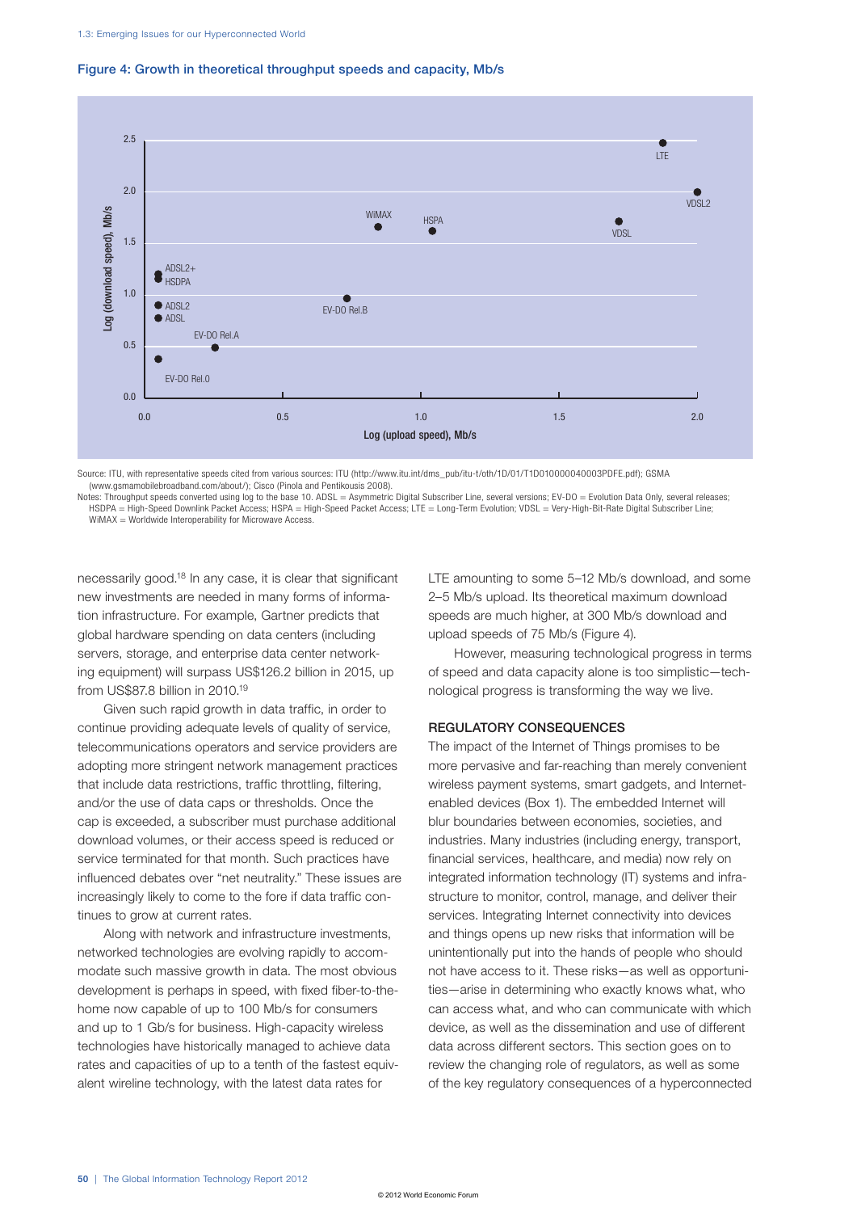**Figure 4: Growth in theoretical throughput speeds and capacity, Mb/s**

Source: ITU, with representative speeds cited from various sources: ITU (http://www.itu.int/dms_pub/itu-t/oth/1D/01/T1D010000040003PDFE.pdf); GSMA (www.gsmamobilebroadband.com/about/); Cisco (Pinola and Pentikousis 2008).

Notes: Throughput speeds converted using log to the base 10. ADSL = Asymmetric Digital Subscriber Line, several versions; EV-DO = Evolution Data Only, several releases; HSDPA = High-Speed Downlink Packet Access; HSPA = High-Speed Packet Access; LTE = Long-Term Evolution; VDSL = Very-High-Bit-Rate Digital Subscriber Line; WiMAX = Worldwide Interoperability for Microwave Access.

necessarily good.[18] In any case, it is clear that significant new investments are needed in many forms of information infrastructure. For example, Gartner predicts that global hardware spending on data centers (including servers, storage, and enterprise data center networking equipment) will surpass US$126.2 billion in 2015, up from US$87.8 billion in 2010.[19]

Given such rapid growth in data traffic, in order to continue providing adequate levels of quality of service, telecommunications operators and service providers are adopting more stringent network management practices that include data restrictions, traffic throttling, filtering, and/or the use of data caps or thresholds. Once the cap is exceeded, a subscriber must purchase additional download volumes, or their access speed is reduced or service terminated for that month. Such practices have influenced debates over "net neutrality." These issues are increasingly likely to come to the fore if data traffic continues to grow at current rates.

Along with network and infrastructure investments, networked technologies are evolving rapidly to accommodate such massive growth in data. The most obvious development is perhaps in speed, with fixed fiber-to-the-home now capable of up to 100 Mb/s for consumers and up to 1 Gb/s for business. High-capacity wireless technologies have historically managed to achieve data rates and capacities of up to a tenth of the fastest equivalent wireline technology, with the latest data rates for LTE amounting to some 5–12 Mb/s download, and some 2–5 Mb/s upload. Its theoretical maximum download speeds are much higher, at 300 Mb/s download and upload speeds of 75 Mb/s (Figure 4).

However, measuring technological progress in terms of speed and data capacity alone is too simplistic—technological progress is transforming the way we live.

## REGULATORY CONSEQUENCES

The impact of the Internet of Things promises to be more pervasive and far-reaching than merely convenient wireless payment systems, smart gadgets, and Internet-enabled devices (Box 1). The embedded Internet will blur boundaries between economies, societies, and industries. Many industries (including energy, transport, financial services, healthcare, and media) now rely on integrated information technology (IT) systems and infrastructure to monitor, control, manage, and deliver their services. Integrating Internet connectivity into devices and things opens up new risks that information will be unintentionally put into the hands of people who should not have access to it. These risks—as well as opportunities—arise in determining who exactly knows what, who can access what, and who can communicate with which device, as well as the dissemination and use of different data across different sectors. This section goes on to review the changing role of regulators, as well as some of the key regulatory consequences of a hyperconnected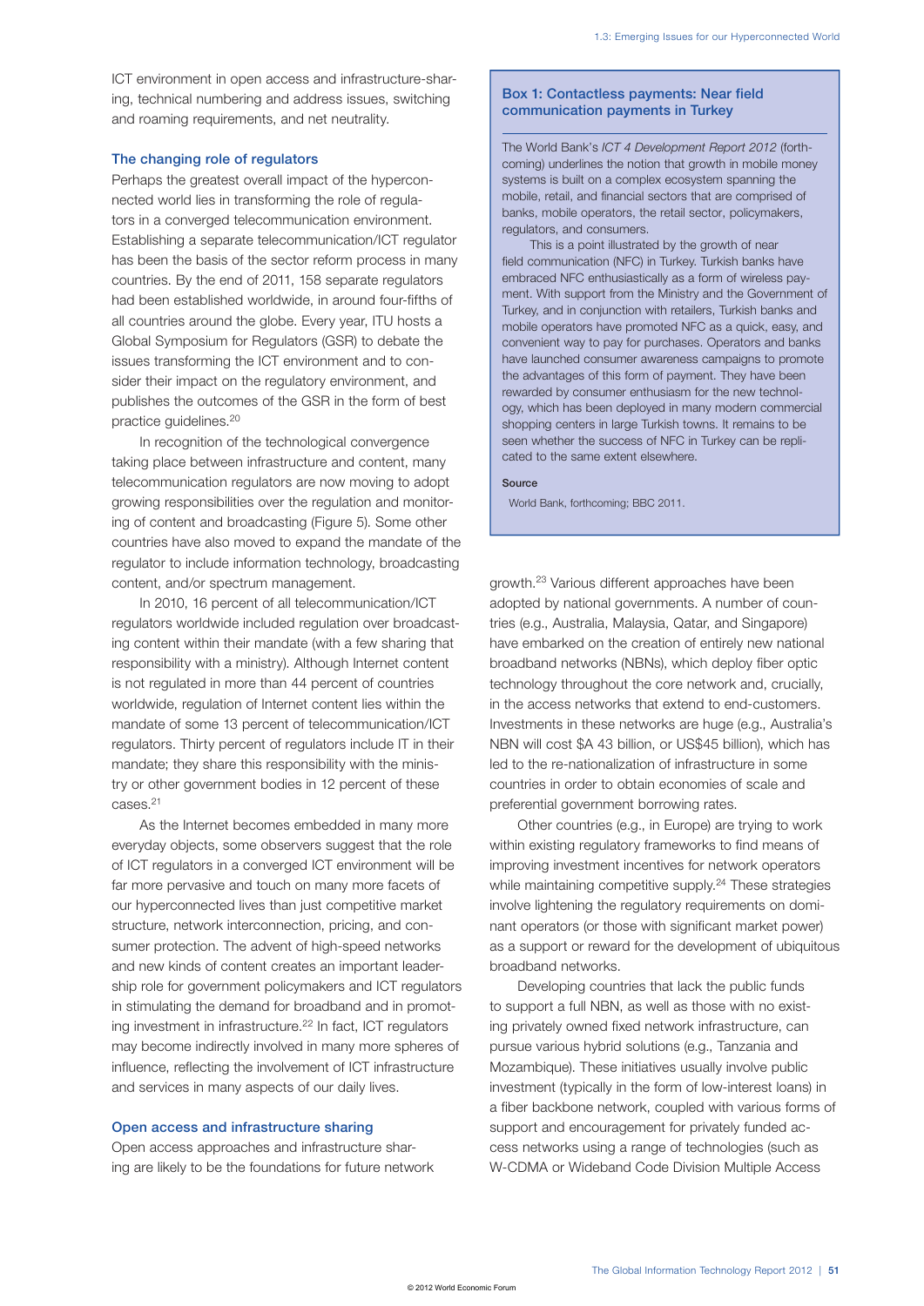ICT environment in open access and infrastructure-sharing, technical numbering and address issues, switching and roaming requirements, and net neutrality.

### The changing role of regulators

Perhaps the greatest overall impact of the hyperconnected world lies in transforming the role of regulators in a converged telecommunication environment. Establishing a separate telecommunication/ICT regulator has been the basis of the sector reform process in many countries. By the end of 2011, 158 separate regulators had been established worldwide, in around four-fifths of all countries around the globe. Every year, ITU hosts a Global Symposium for Regulators (GSR) to debate the issues transforming the ICT environment and to consider their impact on the regulatory environment, and publishes the outcomes of the GSR in the form of best practice guidelines.[20]

In recognition of the technological convergence taking place between infrastructure and content, many telecommunication regulators are now moving to adopt growing responsibilities over the regulation and monitoring of content and broadcasting (Figure 5). Some other countries have also moved to expand the mandate of the regulator to include information technology, broadcasting content, and/or spectrum management.

In 2010, 16 percent of all telecommunication/ICT regulators worldwide included regulation over broadcasting content within their mandate (with a few sharing that responsibility with a ministry). Although Internet content is not regulated in more than 44 percent of countries worldwide, regulation of Internet content lies within the mandate of some 13 percent of telecommunication/ICT regulators. Thirty percent of regulators include IT in their mandate; they share this responsibility with the ministry or other government bodies in 12 percent of these cases.[21]

As the Internet becomes embedded in many more everyday objects, some observers suggest that the role of ICT regulators in a converged ICT environment will be far more pervasive and touch on many more facets of our hyperconnected lives than just competitive market structure, network interconnection, pricing, and consumer protection. The advent of high-speed networks and new kinds of content creates an important leadership role for government policymakers and ICT regulators in stimulating the demand for broadband and in promoting investment in infrastructure.[22] In fact, ICT regulators may become indirectly involved in many more spheres of influence, reflecting the involvement of ICT infrastructure and services in many aspects of our daily lives.

### Open access and infrastructure sharing

Open access approaches and infrastructure sharing are likely to be the foundations for future network growth.[23] Various different approaches have been adopted by national governments. A number of countries (e.g., Australia, Malaysia, Qatar, and Singapore) have embarked on the creation of entirely new national broadband networks (NBNs), which deploy fiber optic technology throughout the core network and, crucially, in the access networks that extend to end-customers. Investments in these networks are huge (e.g., Australia's NBN will cost $A 43 billion, or US$45 billion), which has led to the re-nationalization of infrastructure in some countries in order to obtain economies of scale and preferential government borrowing rates.

Other countries (e.g., in Europe) are trying to work within existing regulatory frameworks to find means of improving investment incentives for network operators while maintaining competitive supply.[24] These strategies involve lightening the regulatory requirements on dominant operators (or those with significant market power) as a support or reward for the development of ubiquitous broadband networks.

Developing countries that lack the public funds to support a full NBN, as well as those with no existing privately owned fixed network infrastructure, can pursue various hybrid solutions (e.g., Tanzania and Mozambique). These initiatives usually involve public investment (typically in the form of low-interest loans) in a fiber backbone network, coupled with various forms of support and encouragement for privately funded access networks using a range of technologies (such as W-CDMA or Wideband Code Division Multiple Access

---

**Box 1: Contactless payments: Near field communication payments in Turkey**

The World Bank's *ICT 4 Development Report 2012* (forthcoming) underlines the notion that growth in mobile money systems is built on a complex ecosystem spanning the mobile, retail, and financial sectors that are comprised of banks, mobile operators, the retail sector, policymakers, regulators, and consumers.

This is a point illustrated by the growth of near field communication (NFC) in Turkey. Turkish banks have embraced NFC enthusiastically as a form of wireless payment. With support from the Ministry and the Government of Turkey, and in conjunction with retailers, Turkish banks and mobile operators have promoted NFC as a quick, easy, and convenient way to pay for purchases. Operators and banks have launched consumer awareness campaigns to promote the advantages of this form of payment. They have been rewarded by consumer enthusiasm for the new technology, which has been deployed in many modern commercial shopping centers in large Turkish towns. It remains to be seen whether the success of NFC in Turkey can be replicated to the same extent elsewhere.

**Source**

World Bank, forthcoming; BBC 2011.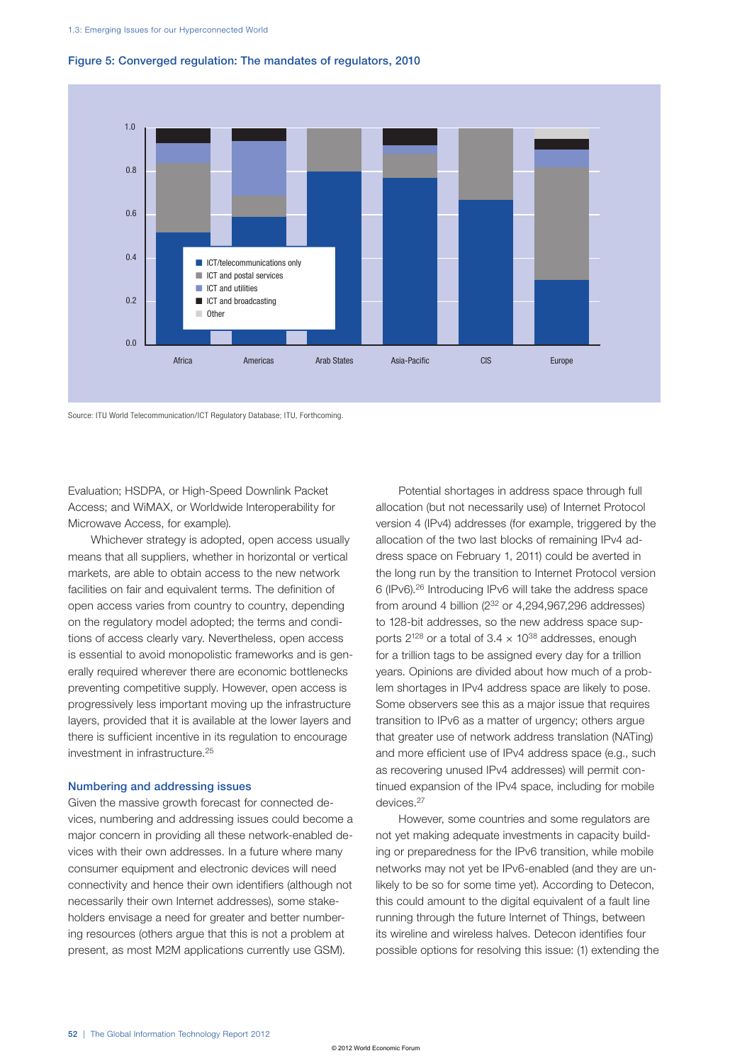**Figure 5: Converged regulation: The mandates of regulators, 2010**

Source: ITU World Telecommunication/ICT Regulatory Database; ITU, Forthcoming.

Evaluation; HSDPA, or High-Speed Downlink Packet Access; and WiMAX, or Worldwide Interoperability for Microwave Access, for example).

Whichever strategy is adopted, open access usually means that all suppliers, whether in horizontal or vertical markets, are able to obtain access to the new network facilities on fair and equivalent terms. The definition of open access varies from country to country, depending on the regulatory model adopted; the terms and conditions of access clearly vary. Nevertheless, open access is essential to avoid monopolistic frameworks and is generally required wherever there are economic bottlenecks preventing competitive supply. However, open access is progressively less important moving up the infrastructure layers, provided that it is available at the lower layers and there is sufficient incentive in its regulation to encourage investment in infrastructure.[25]

### Numbering and addressing issues

Given the massive growth forecast for connected devices, numbering and addressing issues could become a major concern in providing all these network-enabled devices with their own addresses. In a future where many consumer equipment and electronic devices will need connectivity and hence their own identifiers (although not necessarily their own Internet addresses), some stakeholders envisage a need for greater and better numbering resources (others argue that this is not a problem at present, as most M2M applications currently use GSM).

Potential shortages in address space through full allocation (but not necessarily use) of Internet Protocol version 4 (IPv4) addresses (for example, triggered by the allocation of the two last blocks of remaining IPv4 address space on February 1, 2011) could be averted in the long run by the transition to Internet Protocol version 6 (IPv6).[26] Introducing IPv6 will take the address space from around 4 billion ($2^{32}$ or 4,294,967,296 addresses) to 128-bit addresses, so the new address space supports $2^{128}$ or a total of $3.4 \times 10^{38}$ addresses, enough for a trillion tags to be assigned every day for a trillion years. Opinions are divided about how much of a problem shortages in IPv4 address space are likely to pose. Some observers see this as a major issue that requires transition to IPv6 as a matter of urgency; others argue that greater use of network address translation (NATing) and more efficient use of IPv4 address space (e.g., such as recovering unused IPv4 addresses) will permit continued expansion of the IPv4 space, including for mobile devices.[27]

However, some countries and some regulators are not yet making adequate investments in capacity building or preparedness for the IPv6 transition, while mobile networks may not yet be IPv6-enabled (and they are unlikely to be so for some time yet). According to Detecon, this could amount to the digital equivalent of a fault line running through the future Internet of Things, between its wireline and wireless halves. Detecon identifies four possible options for resolving this issue: (1) extending the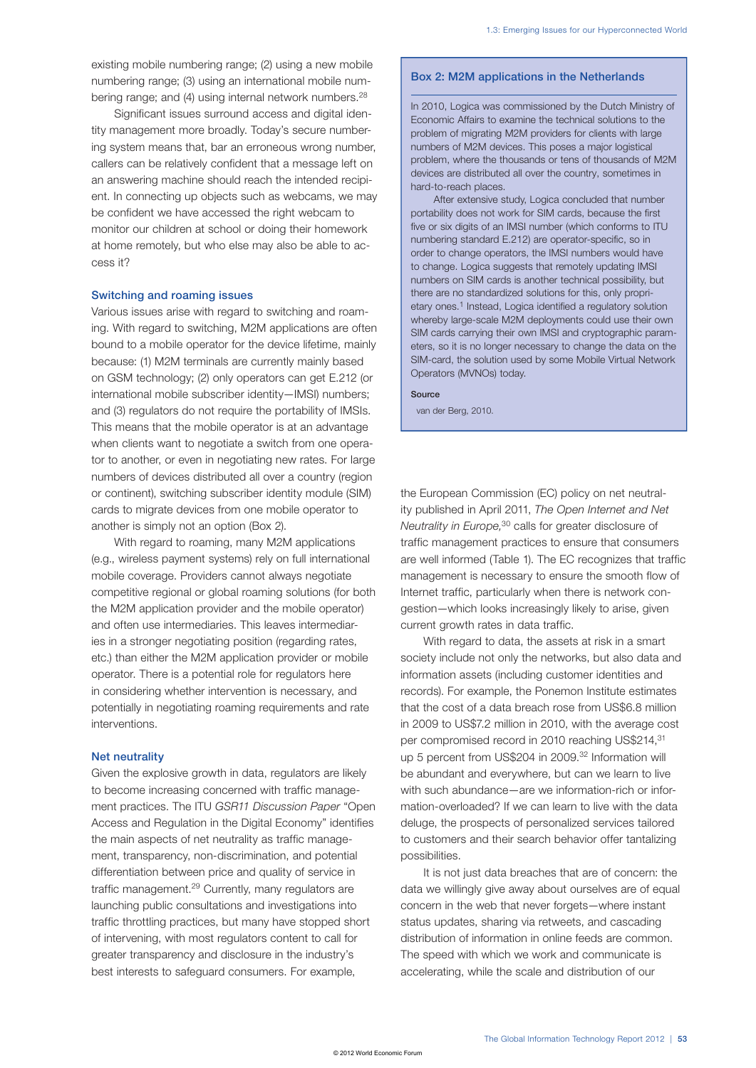existing mobile numbering range; (2) using a new mobile numbering range; (3) using an international mobile numbering range; and (4) using internal network numbers.[28]

Significant issues surround access and digital identity management more broadly. Today's secure numbering system means that, bar an erroneous wrong number, callers can be relatively confident that a message left on an answering machine should reach the intended recipient. In connecting up objects such as webcams, we may be confident we have accessed the right webcam to monitor our children at school or doing their homework at home remotely, but who else may also be able to access it?

### Switching and roaming issues

Various issues arise with regard to switching and roaming. With regard to switching, M2M applications are often bound to a mobile operator for the device lifetime, mainly because: (1) M2M terminals are currently mainly based on GSM technology; (2) only operators can get E.212 (or international mobile subscriber identity—IMSI) numbers; and (3) regulators do not require the portability of IMSIs. This means that the mobile operator is at an advantage when clients want to negotiate a switch from one operator to another, or even in negotiating new rates. For large numbers of devices distributed all over a country (region or continent), switching subscriber identity module (SIM) cards to migrate devices from one mobile operator to another is simply not an option (Box 2).

With regard to roaming, many M2M applications (e.g., wireless payment systems) rely on full international mobile coverage. Providers cannot always negotiate competitive regional or global roaming solutions (for both the M2M application provider and the mobile operator) and often use intermediaries. This leaves intermediaries in a stronger negotiating position (regarding rates, etc.) than either the M2M application provider or mobile operator. There is a potential role for regulators here in considering whether intervention is necessary, and potentially in negotiating roaming requirements and rate interventions.

### Net neutrality

Given the explosive growth in data, regulators are likely to become increasingly concerned with traffic management practices. The ITU *GSR11 Discussion Paper* "Open Access and Regulation in the Digital Economy" identifies the main aspects of net neutrality as traffic management, transparency, non-discrimination, and potential differentiation between price and quality of service in traffic management.[29] Currently, many regulators are launching public consultations and investigations into traffic throttling practices, but many have stopped short of intervening, with most regulators content to call for greater transparency and disclosure in the industry's best interests to safeguard consumers. For example, the European Commission (EC) policy on net neutrality published in April 2011, *The Open Internet and Net Neutrality in Europe,*[30] calls for greater disclosure of traffic management practices to ensure that consumers are well informed (Table 1). The EC recognizes that traffic management is necessary to ensure the smooth flow of Internet traffic, particularly when there is network congestion—which looks increasingly likely to arise, given current growth rates in data traffic.

With regard to data, the assets at risk in a smart society include not only the networks, but also data and information assets (including customer identities and records). For example, the Ponemon Institute estimates that the cost of a data breach rose from US$6.8 million in 2009 to US$7.2 million in 2010, with the average cost per compromised record in 2010 reaching US$214,[31] up 5 percent from US$204 in 2009.[32] Information will be abundant and everywhere, but can we learn to live with such abundance—are we information-rich or information-overloaded? If we can learn to live with the data deluge, the prospects of personalized services tailored to customers and their search behavior offer tantalizing possibilities.

It is not just data breaches that are of concern: the data we willingly give away about ourselves are of equal concern in the web that never forgets—where instant status updates, sharing via retweets, and cascading distribution of information in online feeds are common. The speed with which we work and communicate is accelerating, while the scale and distribution of our

---

**Box 2: M2M applications in the Netherlands**

In 2010, Logica was commissioned by the Dutch Ministry of Economic Affairs to examine the technical solutions to the problem of migrating M2M providers for clients with large numbers of M2M devices. This poses a major logistical problem, where the thousands or tens of thousands of M2M devices are distributed all over the country, sometimes in hard-to-reach places.

After extensive study, Logica concluded that number portability does not work for SIM cards, because the first five or six digits of an IMSI number (which conforms to ITU numbering standard E.212) are operator-specific, so in order to change operators, the IMSI numbers would have to change. Logica suggests that remotely updating IMSI numbers on SIM cards is another technical possibility, but there are no standardized solutions for this, only proprietary ones.[1] Instead, Logica identified a regulatory solution whereby large-scale M2M deployments could use their own SIM cards carrying their own IMSI and cryptographic parameters, so it is no longer necessary to change the data on the SIM-card, the solution used by some Mobile Virtual Network Operators (MVNOs) today.

**Source**

van der Berg, 2010.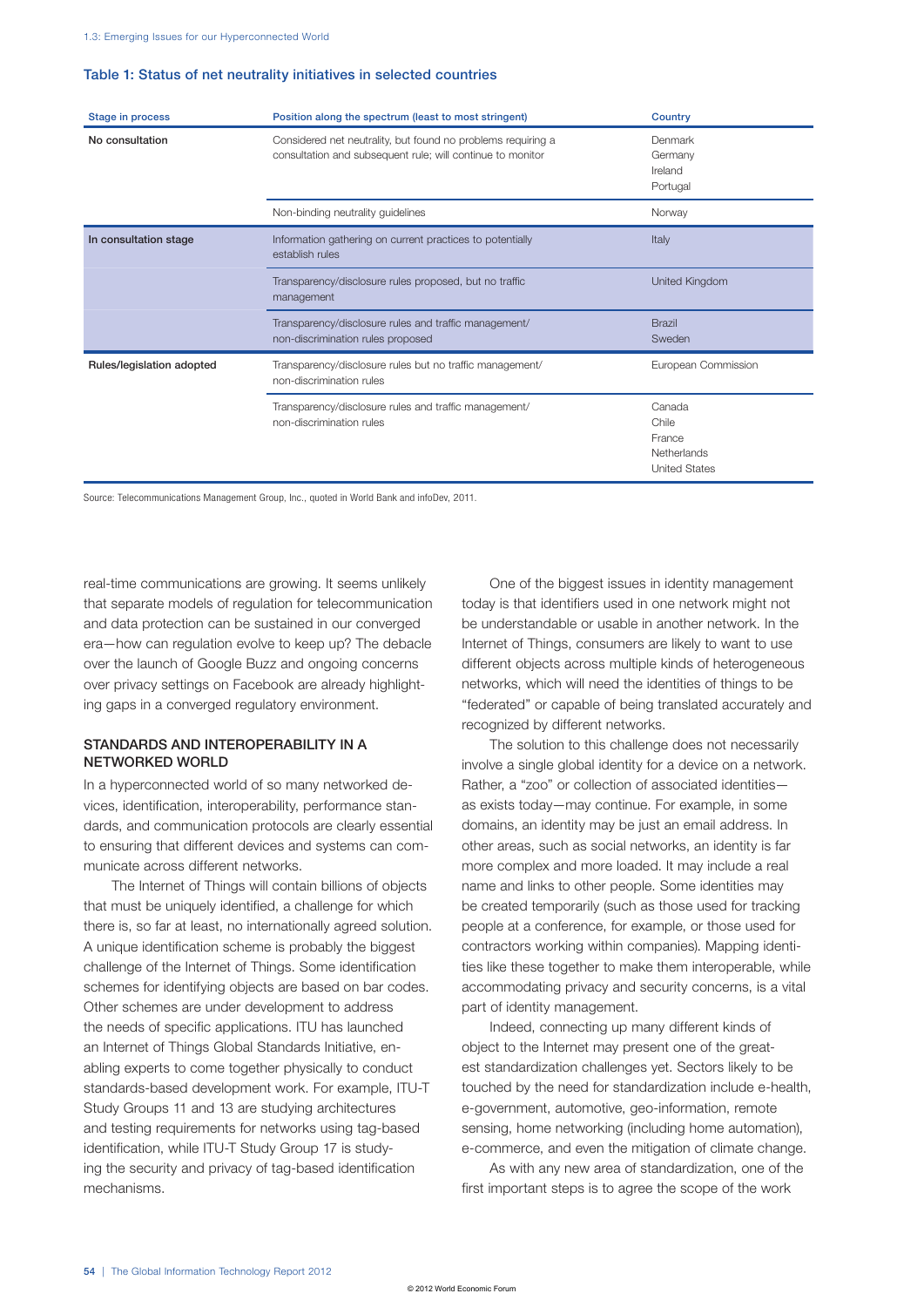**Table 1: Status of net neutrality initiatives in selected countries**

| Stage in process | Position along the spectrum (least to most stringent) | Country |
|---|---|---|
| No consultation | Considered net neutrality, but found no problems requiring a consultation and subsequent rule; will continue to monitor | Denmark<br>Germany<br>Ireland<br>Portugal |
| | Non-binding neutrality guidelines | Norway |
| In consultation stage | Information gathering on current practices to potentially establish rules | Italy |
| | Transparency/disclosure rules proposed, but no traffic management | United Kingdom |
| | Transparency/disclosure rules and traffic management/ non-discrimination rules proposed | Brazil<br>Sweden |
| Rules/legislation adopted | Transparency/disclosure rules but no traffic management/ non-discrimination rules | European Commission |
| | Transparency/disclosure rules and traffic management/ non-discrimination rules | Canada<br>Chile<br>France<br>Netherlands<br>United States |

Source: Telecommunications Management Group, Inc., quoted in World Bank and infoDev, 2011.

real-time communications are growing. It seems unlikely that separate models of regulation for telecommunication and data protection can be sustained in our converged era—how can regulation evolve to keep up? The debacle over the launch of Google Buzz and ongoing concerns over privacy settings on Facebook are already highlighting gaps in a converged regulatory environment.

## STANDARDS AND INTEROPERABILITY IN A NETWORKED WORLD

In a hyperconnected world of so many networked devices, identification, interoperability, performance standards, and communication protocols are clearly essential to ensuring that different devices and systems can communicate across different networks.

The Internet of Things will contain billions of objects that must be uniquely identified, a challenge for which there is, so far at least, no internationally agreed solution. A unique identification scheme is probably the biggest challenge of the Internet of Things. Some identification schemes for identifying objects are based on bar codes. Other schemes are under development to address the needs of specific applications. ITU has launched an Internet of Things Global Standards Initiative, enabling experts to come together physically to conduct standards-based development work. For example, ITU-T Study Groups 11 and 13 are studying architectures and testing requirements for networks using tag-based identification, while ITU-T Study Group 17 is studying the security and privacy of tag-based identification mechanisms.

One of the biggest issues in identity management today is that identifiers used in one network might not be understandable or usable in another network. In the Internet of Things, consumers are likely to want to use different objects across multiple kinds of heterogeneous networks, which will need the identities of things to be "federated" or capable of being translated accurately and recognized by different networks.

The solution to this challenge does not necessarily involve a single global identity for a device on a network. Rather, a "zoo" or collection of associated identities—as exists today—may continue. For example, in some domains, an identity may be just an email address. In other areas, such as social networks, an identity is far more complex and more loaded. It may include a real name and links to other people. Some identities may be created temporarily (such as those used for tracking people at a conference, for example, or those used for contractors working within companies). Mapping identities like these together to make them interoperable, while accommodating privacy and security concerns, is a vital part of identity management.

Indeed, connecting up many different kinds of object to the Internet may present one of the greatest standardization challenges yet. Sectors likely to be touched by the need for standardization include e-health, e-government, automotive, geo-information, remote sensing, home networking (including home automation), e-commerce, and even the mitigation of climate change.

As with any new area of standardization, one of the first important steps is to agree the scope of the work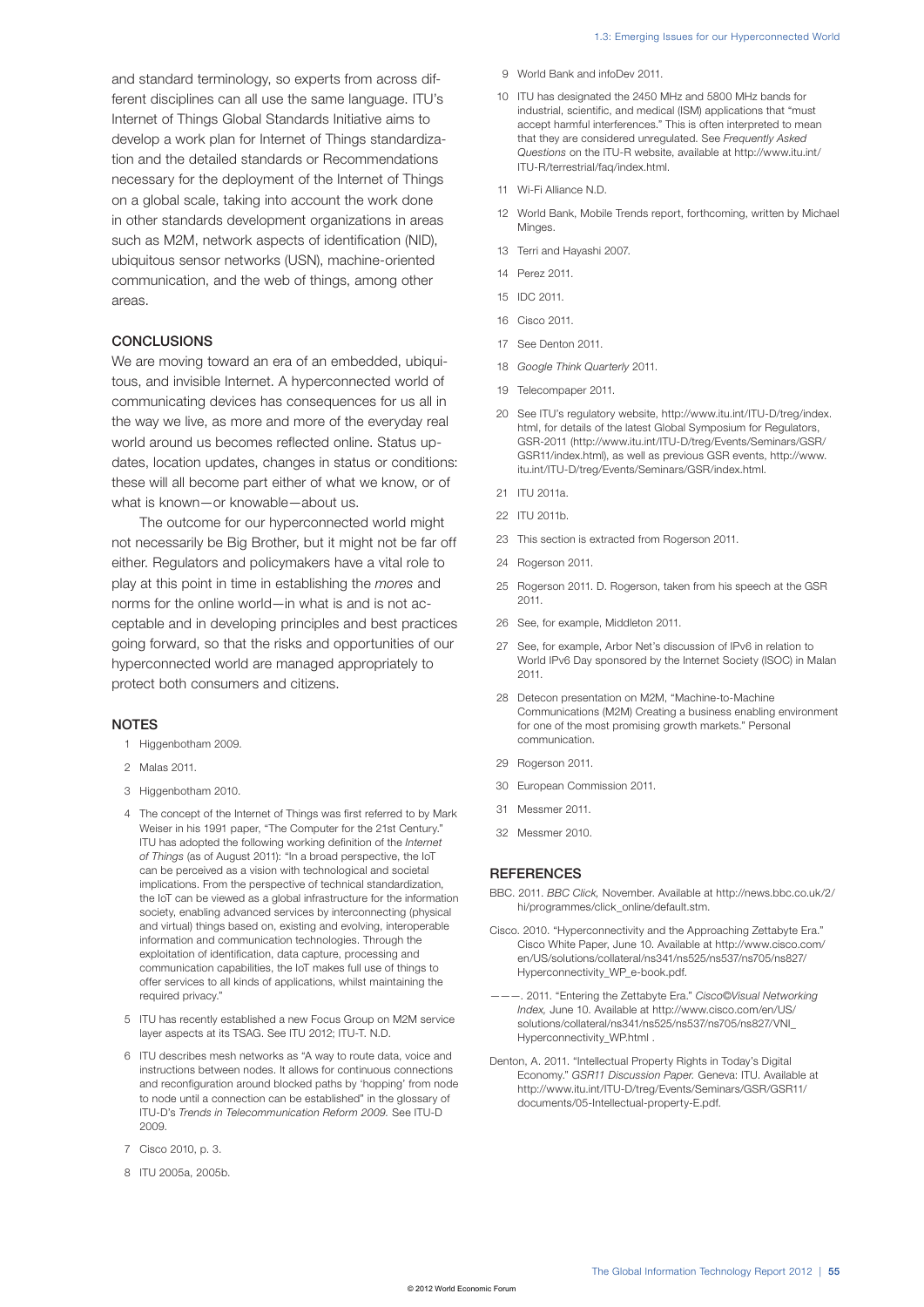and standard terminology, so experts from across different disciplines can all use the same language. ITU's Internet of Things Global Standards Initiative aims to develop a work plan for Internet of Things standardization and the detailed standards or Recommendations necessary for the deployment of the Internet of Things on a global scale, taking into account the work done in other standards development organizations in areas such as M2M, network aspects of identification (NID), ubiquitous sensor networks (USN), machine-oriented communication, and the web of things, among other areas.

## CONCLUSIONS

We are moving toward an era of an embedded, ubiquitous, and invisible Internet. A hyperconnected world of communicating devices has consequences for us all in the way we live, as more and more of the everyday real world around us becomes reflected online. Status updates, location updates, changes in status or conditions: these will all become part either of what we know, or of what is known—or knowable—about us.

The outcome for our hyperconnected world might not necessarily be Big Brother, but it might not be far off either. Regulators and policymakers have a vital role to play at this point in time in establishing the *mores* and norms for the online world—in what is and is not acceptable and in developing principles and best practices going forward, so that the risks and opportunities of our hyperconnected world are managed appropriately to protect both consumers and citizens.

## NOTES

1. Higgenbotham 2009.
2. Malas 2011.
3. Higgenbotham 2010.
4. The concept of the Internet of Things was first referred to by Mark Weiser in his 1991 paper, "The Computer for the 21st Century." ITU has adopted the following working definition of the *Internet of Things* (as of August 2011): "In a broad perspective, the IoT can be perceived as a vision with technological and societal implications. From the perspective of technical standardization, the IoT can be viewed as a global infrastructure for the information society, enabling advanced services by interconnecting (physical and virtual) things based on, existing and evolving, interoperable information and communication technologies. Through the exploitation of identification, data capture, processing and communication capabilities, the IoT makes full use of things to offer services to all kinds of applications, whilst maintaining the required privacy."
5. ITU has recently established a new Focus Group on M2M service layer aspects at its TSAG. See ITU 2012; ITU-T. N.D.
6. ITU describes mesh networks as "A way to route data, voice and instructions between nodes. It allows for continuous connections and reconfiguration around blocked paths by 'hopping' from node to node until a connection can be established" in the glossary of ITU-D's *Trends in Telecommunication Reform 2009.* See ITU-D 2009.
7. Cisco 2010, p. 3.
8. ITU 2005a, 2005b.
9. World Bank and infoDev 2011.
10. ITU has designated the 2450 MHz and 5800 MHz bands for industrial, scientific, and medical (ISM) applications that "must accept harmful interferences." This is often interpreted to mean that they are considered unregulated. See *Frequently Asked Questions* on the ITU-R website, available at http://www.itu.int/ITU-R/terrestrial/faq/index.html.
11. Wi-Fi Alliance N.D.
12. World Bank, Mobile Trends report, forthcoming, written by Michael Minges.
13. Terri and Hayashi 2007.
14. Perez 2011.
15. IDC 2011.
16. Cisco 2011.
17. See Denton 2011.
18. *Google Think Quarterly* 2011.
19. Telecompaper 2011.
20. See ITU's regulatory website, http://www.itu.int/ITU-D/treg/index.html, for details of the latest Global Symposium for Regulators, GSR-2011 (http://www.itu.int/ITU-D/treg/Events/Seminars/GSR/GSR11/index.html), as well as previous GSR events, http://www.itu.int/ITU-D/treg/Events/Seminars/GSR/index.html.
21. ITU 2011a.
22. ITU 2011b.
23. This section is extracted from Rogerson 2011.
24. Rogerson 2011.
25. Rogerson 2011. D. Rogerson, taken from his speech at the GSR 2011.
26. See, for example, Middleton 2011.
27. See, for example, Arbor Net's discussion of IPv6 in relation to World IPv6 Day sponsored by the Internet Society (ISOC) in Malan 2011.
28. Detecon presentation on M2M, "Machine-to-Machine Communications (M2M) Creating a business enabling environment for one of the most promising growth markets." Personal communication.
29. Rogerson 2011.
30. European Commission 2011.
31. Messmer 2011.
32. Messmer 2010.

## REFERENCES

BBC. 2011. *BBC Click,* November. Available at http://news.bbc.co.uk/2/hi/programmes/click_online/default.stm.

Cisco. 2010. "Hyperconnectivity and the Approaching Zettabyte Era." Cisco White Paper, June 10. Available at http://www.cisco.com/en/US/solutions/collateral/ns341/ns525/ns537/ns705/ns827/Hyperconnectivity_WP_e-book.pdf.

———. 2011. "Entering the Zettabyte Era." *Cisco©Visual Networking Index,* June 10. Available at http://www.cisco.com/en/US/solutions/collateral/ns341/ns525/ns537/ns705/ns827/VNI_Hyperconnectivity_WP.html .

Denton, A. 2011. "Intellectual Property Rights in Today's Digital Economy." *GSR11 Discussion Paper.* Geneva: ITU. Available at http://www.itu.int/ITU-D/treg/Events/Seminars/GSR/GSR11/documents/05-Intellectual-property-E.pdf.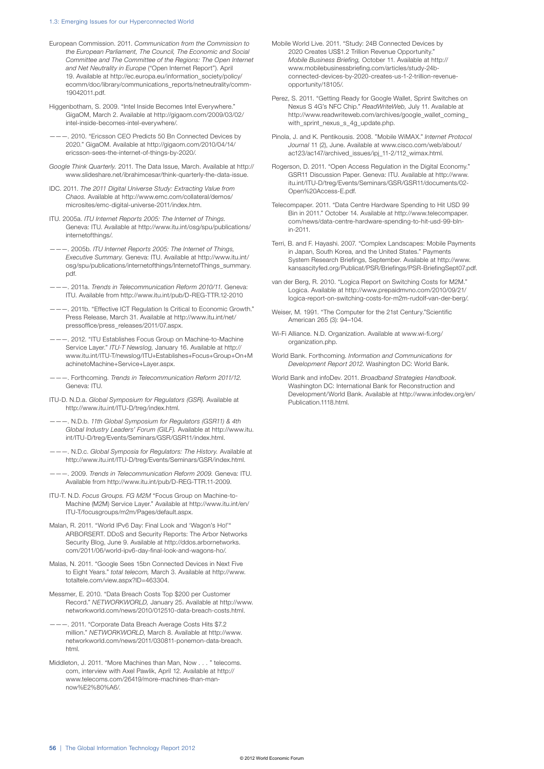European Commission. 2011. *Communication from the Commission to the European Parliament, The Council, The Economic and Social Committee and The Committee of the Regions: The Open Internet and Net Neutrality in Europe* ("Open Internet Report"). April 19. Available at http://ec.europa.eu/information_society/policy/ecomm/doc/library/communications_reports/netneutrality/comm-19042011.pdf.

Higgenbotham, S. 2009. "Intel Inside Becomes Intel Everywhere." GigaOM, March 2. Available at http://gigaom.com/2009/03/02/intel-inside-becomes-intel-everywhere/.

———. 2010. "Ericsson CEO Predicts 50 Bn Connected Devices by 2020." GigaOM. Available at http://gigaom.com/2010/04/14/ericsson-sees-the-internet-of-things-by-2020/.

*Google Think Quarterly.* 2011. The Data Issue, March. Available at http://www.slideshare.net/ibrahimcesar/think-quarterly-the-data-issue.

IDC. 2011. *The 2011 Digital Universe Study: Extracting Value from Chaos.* Available at http://www.emc.com/collateral/demos/microsites/emc-digital-universe-2011/index.htm.

ITU. 2005a. *ITU Internet Reports 2005: The Internet of Things.* Geneva: ITU. Available at http://www.itu.int/osg/spu/publications/internetofthings/.

———. 2005b. *ITU Internet Reports 2005: The Internet of Things, Executive Summary.* Geneva: ITU. Available at http://www.itu.int/osg/spu/publications/internetofthings/InternetofThings_summary.pdf.

———. 2011a. *Trends in Telecommunication Reform 2010/11.* Geneva: ITU. Available from http://www.itu.int/pub/D-REG-TTR.12-2010

———. 2011b. "Effective ICT Regulation Is Critical to Economic Growth." Press Release, March 31. Available at http://www.itu.int/net/pressoffice/press_releases/2011/07.aspx.

———. 2012. "ITU Establishes Focus Group on Machine-to-Machine Service Layer." *ITU-T Newslog,* January 16. Available at http://www.itu.int/ITU-T/newslog/ITU+Establishes+Focus+Group+On+MachinetoMachine+Service+Layer.aspx.

———. Forthcoming. *Trends in Telecommunication Reform 2011/12.* Geneva: ITU.

ITU-D. N.D.a. *Global Symposium for Regulators (GSR).* Available at http://www.itu.int/ITU-D/treg/index.html.

———. N.D.b. *11th Global Symposium for Regulators (GSR11) & 4th Global Industry Leaders' Forum (GILF).* Available at http://www.itu.int/ITU-D/treg/Events/Seminars/GSR/GSR11/index.html.

———. N.D.c. *Global Symposia for Regulators: The History.* Available at http://www.itu.int/ITU-D/treg/Events/Seminars/GSR/index.html.

———. 2009. *Trends in Telecommunication Reform 2009.* Geneva: ITU. Available from http://www.itu.int/pub/D-REG-TTR.11-2009.

ITU-T. N.D. *Focus Groups. FG M2M* "Focus Group on Machine-to-Machine (M2M) Service Layer." Available at http://www.itu.int/en/ITU-T/focusgroups/m2m/Pages/default.aspx.

Malan, R. 2011. "World IPv6 Day: Final Look and 'Wagon's Ho!'" ARBORSERT. DDoS and Security Reports: The Arbor Networks Security Blog, June 9. Available at http://ddos.arbornetworks.com/2011/06/world-ipv6-day-final-look-and-wagons-ho/.

Malas, N. 2011. "Google Sees 15bn Connected Devices in Next Five to Eight Years." *total telecom,* March 3. Available at http://www.totaltele.com/view.aspx?ID=463304.

Messmer, E. 2010. "Data Breach Costs Top $200 per Customer Record." *NETWORKWORLD,* January 25. Available at http://www.networkworld.com/news/2010/012510-data-breach-costs.html.

———. 2011. "Corporate Data Breach Average Costs Hits $7.2 million." *NETWORKWORLD,* March 8. Available at http://www.networkworld.com/news/2011/030811-ponemon-data-breach.html.

Middleton, J. 2011. "More Machines than Man, Now . . . " telecoms.com, interview with Axel Pawlik, April 12. Available at http://www.telecoms.com/26419/more-machines-than-man-now%E2%80%A6/.

Mobile World Live. 2011. "Study: 24B Connected Devices by 2020 Creates US$1.2 Trillion Revenue Opportunity." *Mobile Business Briefing,* October 11. Available at http://www.mobilebusinessbriefing.com/articles/study-24b-connected-devices-by-2020-creates-us-1-2-trillion-revenue-opportunity/18105/.

Perez, S. 2011. "Getting Ready for Google Wallet, Sprint Switches on Nexus S 4G's NFC Chip." *ReadWriteWeb,* July 11. Available at http://www.readwriteweb.com/archives/google_wallet_coming_with_sprint_nexus_s_4g_update.php.

Pinola, J. and K. Pentikousis. 2008. "Mobile WiMAX." *Internet Protocol Journal* 11 (2), June. Available at www.cisco.com/web/about/ac123/ac147/archived_issues/ipj_11-2/112_wimax.html.

Rogerson, D. 2011. "Open Access Regulation in the Digital Economy." GSR11 Discussion Paper. Geneva: ITU. Available at http://www.itu.int/ITU-D/treg/Events/Seminars/GSR/GSR11/documents/02-Open%20Access-E.pdf.

Telecompaper. 2011. "Data Centre Hardware Spending to Hit USD 99 Bin in 2011." October 14. Available at http://www.telecompaper.com/news/data-centre-hardware-spending-to-hit-usd-99-bln-in-2011.

Terri, B. and F. Hayashi. 2007. "Complex Landscapes: Mobile Payments in Japan, South Korea, and the United States." Payments System Research Briefings, September. Available at http://www.kansascityfed.org/Publicat/PSR/Briefings/PSR-BriefingSept07.pdf.

van der Berg, R. 2010. "Logica Report on Switching Costs for M2M." Logica. Available at http://www.prepaidmvno.com/2010/09/21/logica-report-on-switching-costs-for-m2m-rudolf-van-der-berg/.

Weiser, M. 1991. "The Computer for the 21st Century."Scientific American 265 (3): 94–104.

Wi-Fi Alliance. N.D. Organization. Available at www.wi-fi.org/organization.php.

World Bank. Forthcoming. *Information and Communications for Development Report 2012*. Washington DC: World Bank.

World Bank and infoDev. 2011. *Broadband Strategies Handbook*. Washington DC: International Bank for Reconstruction and Development/World Bank. Available at http://www.infodev.org/en/Publication.1118.html.